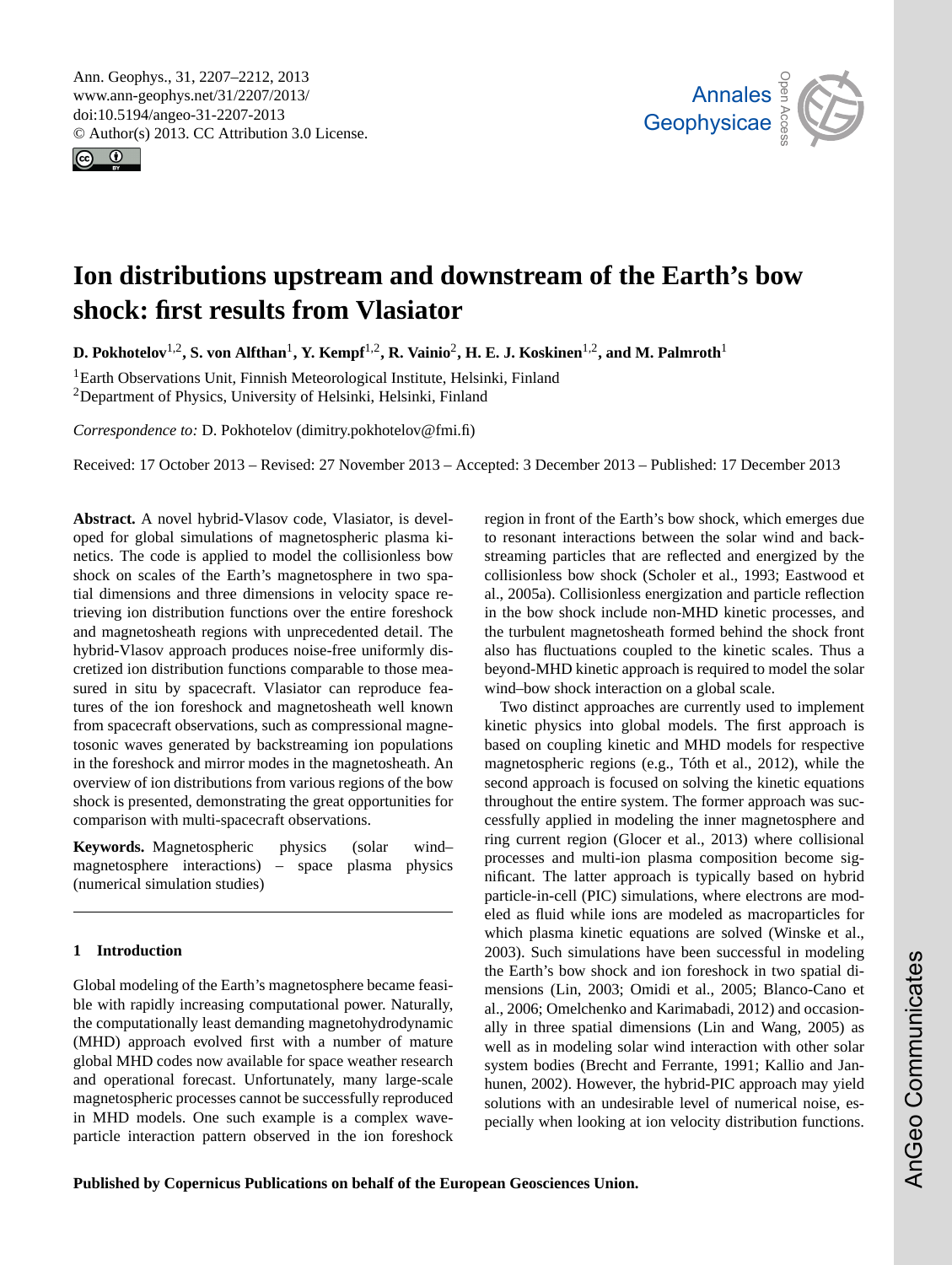# Ion distributions upstream and downstream of the Earth's bow shock: first results from Vlasiator

**D. Pokhotelov[1,2], S. von Alfthan[1], Y. Kempf[1,2], R. Vainio[2], H. E. J. Koskinen[1,2], and M. Palmroth[1]**

[1]Earth Observations Unit, Finnish Meteorological Institute, Helsinki, Finland
[2]Department of Physics, University of Helsinki, Helsinki, Finland

*Correspondence to:* D. Pokhotelov (dimitry.pokhotelov@fmi.fi)

Received: 17 October 2013 – Revised: 27 November 2013 – Accepted: 3 December 2013 – Published: 17 December 2013

**Abstract.** A novel hybrid-Vlasov code, Vlasiator, is developed for global simulations of magnetospheric plasma kinetics. The code is applied to model the collisionless bow shock on scales of the Earth's magnetosphere in two spatial dimensions and three dimensions in velocity space retrieving ion distribution functions over the entire foreshock and magnetosheath regions with unprecedented detail. The hybrid-Vlasov approach produces noise-free uniformly discretized ion distribution functions comparable to those measured in situ by spacecraft. Vlasiator can reproduce features of the ion foreshock and magnetosheath well known from spacecraft observations, such as compressional magnetosonic waves generated by backstreaming ion populations in the foreshock and mirror modes in the magnetosheath. An overview of ion distributions from various regions of the bow shock is presented, demonstrating the great opportunities for comparison with multi-spacecraft observations.

**Keywords.** Magnetospheric physics (solar wind–magnetosphere interactions) – space plasma physics (numerical simulation studies)

## 1 Introduction

Global modeling of the Earth's magnetosphere became feasible with rapidly increasing computational power. Naturally, the computationally least demanding magnetohydrodynamic (MHD) approach evolved first with a number of mature global MHD codes now available for space weather research and operational forecast. Unfortunately, many large-scale magnetospheric processes cannot be successfully reproduced in MHD models. One such example is a complex wave-particle interaction pattern observed in the ion foreshock region in front of the Earth's bow shock, which emerges due to resonant interactions between the solar wind and backstreaming particles that are reflected and energized by the collisionless bow shock (Scholer et al., 1993; Eastwood et al., 2005a). Collisionless energization and particle reflection in the bow shock include non-MHD kinetic processes, and the turbulent magnetosheath formed behind the shock front also has fluctuations coupled to the kinetic scales. Thus a beyond-MHD kinetic approach is required to model the solar wind–bow shock interaction on a global scale.

Two distinct approaches are currently used to implement kinetic physics into global models. The first approach is based on coupling kinetic and MHD models for respective magnetospheric regions (e.g., Tóth et al., 2012), while the second approach is focused on solving the kinetic equations throughout the entire system. The former approach was successfully applied in modeling the inner magnetosphere and ring current region (Glocer et al., 2013) where collisional processes and multi-ion plasma composition become significant. The latter approach is typically based on hybrid particle-in-cell (PIC) simulations, where electrons are modeled as fluid while ions are modeled as macroparticles for which plasma kinetic equations are solved (Winske et al., 2003). Such simulations have been successful in modeling the Earth's bow shock and ion foreshock in two spatial dimensions (Lin, 2003; Omidi et al., 2005; Blanco-Cano et al., 2006; Omelchenko and Karimabadi, 2012) and occasionally in three spatial dimensions (Lin and Wang, 2005) as well as in modeling solar wind interaction with other solar system bodies (Brecht and Ferrante, 1991; Kallio and Janhunen, 2002). However, the hybrid-PIC approach may yield solutions with an undesirable level of numerical noise, especially when looking at ion velocity distribution functions.

**Published by Copernicus Publications on behalf of the European Geosciences Union.**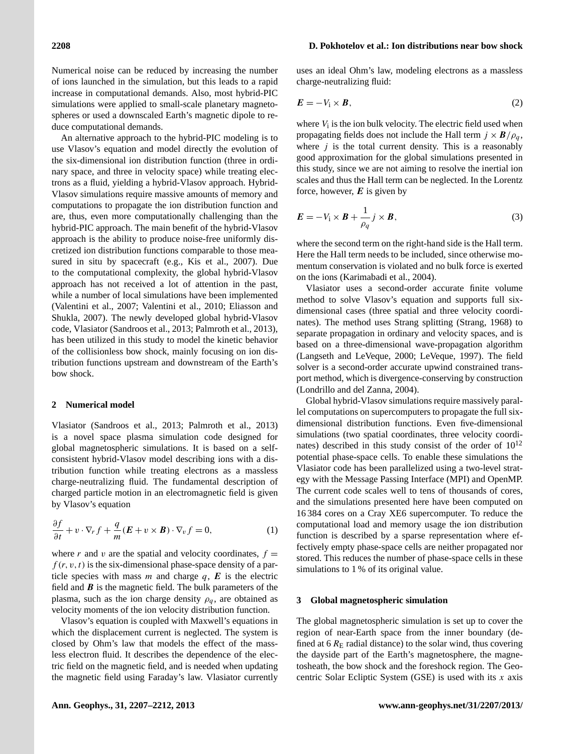Numerical noise can be reduced by increasing the number of ions launched in the simulation, but this leads to a rapid increase in computational demands. Also, most hybrid-PIC simulations were applied to small-scale planetary magnetospheres or used a downscaled Earth's magnetic dipole to reduce computational demands.

An alternative approach to the hybrid-PIC modeling is to use Vlasov's equation and model directly the evolution of the six-dimensional ion distribution function (three in ordinary space, and three in velocity space) while treating electrons as a fluid, yielding a hybrid-Vlasov approach. Hybrid-Vlasov simulations require massive amounts of memory and computations to propagate the ion distribution function and are, thus, even more computationally challenging than the hybrid-PIC approach. The main benefit of the hybrid-Vlasov approach is the ability to produce noise-free uniformly discretized ion distribution functions comparable to those measured in situ by spacecraft (e.g., Kis et al., 2007). Due to the computational complexity, the global hybrid-Vlasov approach has not received a lot of attention in the past, while a number of local simulations have been implemented (Valentini et al., 2007; Valentini et al., 2010; Eliasson and Shukla, 2007). The newly developed global hybrid-Vlasov code, Vlasiator (Sandroos et al., 2013; Palmroth et al., 2013), has been utilized in this study to model the kinetic behavior of the collisionless bow shock, mainly focusing on ion distribution functions upstream and downstream of the Earth's bow shock.

## 2 Numerical model

Vlasiator (Sandroos et al., 2013; Palmroth et al., 2013) is a novel space plasma simulation code designed for global magnetospheric simulations. It is based on a self-consistent hybrid-Vlasov model describing ions with a distribution function while treating electrons as a massless charge-neutralizing fluid. The fundamental description of charged particle motion in an electromagnetic field is given by Vlasov's equation

$$\frac{\partial f}{\partial t} + v \cdot \nabla_r f + \frac{q}{m}(\boldsymbol{E} + v \times \boldsymbol{B}) \cdot \nabla_v f = 0, \tag{1}$$

where $r$ and $v$ are the spatial and velocity coordinates, $f = f(r, v, t)$ is the six-dimensional phase-space density of a particle species with mass $m$ and charge $q$, $\boldsymbol{E}$ is the electric field and $\boldsymbol{B}$ is the magnetic field. The bulk parameters of the plasma, such as the ion charge density $\rho_q$, are obtained as velocity moments of the ion velocity distribution function.

Vlasov's equation is coupled with Maxwell's equations in which the displacement current is neglected. The system is closed by Ohm's law that models the effect of the massless electron fluid. It describes the dependence of the electric field on the magnetic field, and is needed when updating the magnetic field using Faraday's law. Vlasiator currently uses an ideal Ohm's law, modeling electrons as a massless charge-neutralizing fluid:

$$\boldsymbol{E} = -V_\mathrm{i} \times \boldsymbol{B}, \tag{2}$$

where $V_\mathrm{i}$ is the ion bulk velocity. The electric field used when propagating fields does not include the Hall term $j \times \boldsymbol{B}/\rho_q$, where $j$ is the total current density. This is a reasonably good approximation for the global simulations presented in this study, since we are not aiming to resolve the inertial ion scales and thus the Hall term can be neglected. In the Lorentz force, however, $\boldsymbol{E}$ is given by

$$\boldsymbol{E} = -V_\mathrm{i} \times \boldsymbol{B} + \frac{1}{\rho_q} j \times \boldsymbol{B}, \tag{3}$$

where the second term on the right-hand side is the Hall term. Here the Hall term needs to be included, since otherwise momentum conservation is violated and no bulk force is exerted on the ions (Karimabadi et al., 2004).

Vlasiator uses a second-order accurate finite volume method to solve Vlasov's equation and supports full six-dimensional cases (three spatial and three velocity coordinates). The method uses Strang splitting (Strang, 1968) to separate propagation in ordinary and velocity spaces, and is based on a three-dimensional wave-propagation algorithm (Langseth and LeVeque, 2000; LeVeque, 1997). The field solver is a second-order accurate upwind constrained transport method, which is divergence-conserving by construction (Londrillo and del Zanna, 2004).

Global hybrid-Vlasov simulations require massively parallel computations on supercomputers to propagate the full six-dimensional distribution functions. Even five-dimensional simulations (two spatial coordinates, three velocity coordinates) described in this study consist of the order of $10^{12}$ potential phase-space cells. To enable these simulations the Vlasiator code has been parallelized using a two-level strategy with the Message Passing Interface (MPI) and OpenMP. The current code scales well to tens of thousands of cores, and the simulations presented here have been computed on 16 384 cores on a Cray XE6 supercomputer. To reduce the computational load and memory usage the ion distribution function is described by a sparse representation where effectively empty phase-space cells are neither propagated nor stored. This reduces the number of phase-space cells in these simulations to 1 % of its original value.

## 3 Global magnetospheric simulation

The global magnetospheric simulation is set up to cover the region of near-Earth space from the inner boundary (defined at 6 $R_\mathrm{E}$ radial distance) to the solar wind, thus covering the dayside part of the Earth's magnetosphere, the magnetosheath, the bow shock and the foreshock region. The Geocentric Solar Ecliptic System (GSE) is used with its $x$ axis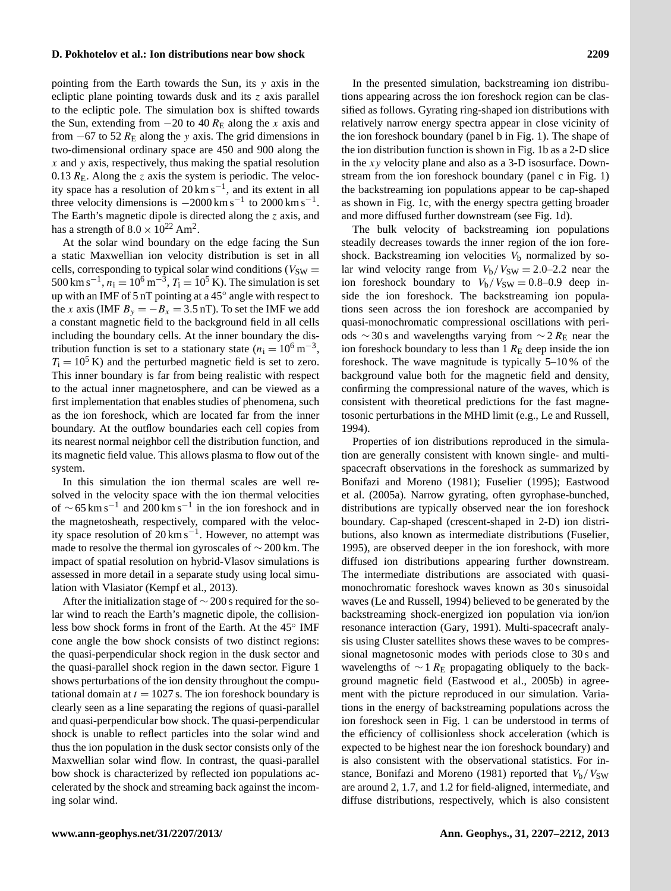pointing from the Earth towards the Sun, its $y$ axis in the ecliptic plane pointing towards dusk and its $z$ axis parallel to the ecliptic pole. The simulation box is shifted towards the Sun, extending from $-20$ to 40 $R_\mathrm{E}$ along the $x$ axis and from $-67$ to 52 $R_\mathrm{E}$ along the $y$ axis. The grid dimensions in two-dimensional ordinary space are 450 and 900 along the $x$ and $y$ axis, respectively, thus making the spatial resolution 0.13 $R_\mathrm{E}$. Along the $z$ axis the system is periodic. The velocity space has a resolution of $20\,\mathrm{km\,s^{-1}}$, and its extent in all three velocity dimensions is $-2000\,\mathrm{km\,s^{-1}}$ to $2000\,\mathrm{km\,s^{-1}}$. The Earth's magnetic dipole is directed along the $z$ axis, and has a strength of $8.0 \times 10^{22}\,\mathrm{Am^2}$.

At the solar wind boundary on the edge facing the Sun a static Maxwellian ion velocity distribution is set in all cells, corresponding to typical solar wind conditions ($V_\mathrm{SW} = 500\,\mathrm{km\,s^{-1}}$, $n_\mathrm{i} = 10^6\,\mathrm{m^{-3}}$, $T_\mathrm{i} = 10^5\,\mathrm{K}$). The simulation is set up with an IMF of 5 nT pointing at a 45° angle with respect to the $x$ axis (IMF $B_y = -B_x = 3.5\,\mathrm{nT}$). To set the IMF we add a constant magnetic field to the background field in all cells including the boundary cells. At the inner boundary the distribution function is set to a stationary state ($n_\mathrm{i} = 10^6\,\mathrm{m^{-3}}$, $T_\mathrm{i} = 10^5\,\mathrm{K}$) and the perturbed magnetic field is set to zero. This inner boundary is far from being realistic with respect to the actual inner magnetosphere, and can be viewed as a first implementation that enables studies of phenomena, such as the ion foreshock, which are located far from the inner boundary. At the outflow boundaries each cell copies from its nearest normal neighbor cell the distribution function, and its magnetic field value. This allows plasma to flow out of the system.

In this simulation the ion thermal scales are well resolved in the velocity space with the ion thermal velocities of $\sim 65\,\mathrm{km\,s^{-1}}$ and $200\,\mathrm{km\,s^{-1}}$ in the ion foreshock and in the magnetosheath, respectively, compared with the velocity space resolution of $20\,\mathrm{km\,s^{-1}}$. However, no attempt was made to resolve the thermal ion gyroscales of $\sim 200$ km. The impact of spatial resolution on hybrid-Vlasov simulations is assessed in more detail in a separate study using local simulation with Vlasiator (Kempf et al., 2013).

After the initialization stage of $\sim 200$ s required for the solar wind to reach the Earth's magnetic dipole, the collisionless bow shock forms in front of the Earth. At the 45° IMF cone angle the bow shock consists of two distinct regions: the quasi-perpendicular shock region in the dusk sector and the quasi-parallel shock region in the dawn sector. Figure 1 shows perturbations of the ion density throughout the computational domain at $t = 1027$ s. The ion foreshock boundary is clearly seen as a line separating the regions of quasi-parallel and quasi-perpendicular bow shock. The quasi-perpendicular shock is unable to reflect particles into the solar wind and thus the ion population in the dusk sector consists only of the Maxwellian solar wind flow. In contrast, the quasi-parallel bow shock is characterized by reflected ion populations accelerated by the shock and streaming back against the incoming solar wind.

In the presented simulation, backstreaming ion distributions appearing across the ion foreshock region can be classified as follows. Gyrating ring-shaped ion distributions with relatively narrow energy spectra appear in close vicinity of the ion foreshock boundary (panel b in Fig. 1). The shape of the ion distribution function is shown in Fig. 1b as a 2-D slice in the $xy$ velocity plane and also as a 3-D isosurface. Downstream from the ion foreshock boundary (panel c in Fig. 1) the backstreaming ion populations appear to be cap-shaped as shown in Fig. 1c, with the energy spectra getting broader and more diffused further downstream (see Fig. 1d).

The bulk velocity of backstreaming ion populations steadily decreases towards the inner region of the ion foreshock. Backstreaming ion velocities $V_\mathrm{b}$ normalized by solar wind velocity range from $V_\mathrm{b}/V_\mathrm{SW} = 2.0$–$2.2$ near the ion foreshock boundary to $V_\mathrm{b}/V_\mathrm{SW} = 0.8$–$0.9$ deep inside the ion foreshock. The backstreaming ion populations seen across the ion foreshock are accompanied by quasi-monochromatic compressional oscillations with periods $\sim 30$ s and wavelengths varying from $\sim 2\,R_\mathrm{E}$ near the ion foreshock boundary to less than 1 $R_\mathrm{E}$ deep inside the ion foreshock. The wave magnitude is typically 5–10 % of the background value both for the magnetic field and density, confirming the compressional nature of the waves, which is consistent with theoretical predictions for the fast magnetosonic perturbations in the MHD limit (e.g., Le and Russell, 1994).

Properties of ion distributions reproduced in the simulation are generally consistent with known single- and multi-spacecraft observations in the foreshock as summarized by Bonifazi and Moreno (1981); Fuselier (1995); Eastwood et al. (2005a). Narrow gyrating, often gyrophase-bunched, distributions are typically observed near the ion foreshock boundary. Cap-shaped (crescent-shaped in 2-D) ion distributions, also known as intermediate distributions (Fuselier, 1995), are observed deeper in the ion foreshock, with more diffused ion distributions appearing further downstream. The intermediate distributions are associated with quasi-monochromatic foreshock waves known as 30 s sinusoidal waves (Le and Russell, 1994) believed to be generated by the backstreaming shock-energized ion population via ion/ion resonance interaction (Gary, 1991). Multi-spacecraft analysis using Cluster satellites shows these waves to be compressional magnetosonic modes with periods close to 30 s and wavelengths of $\sim 1\,R_\mathrm{E}$ propagating obliquely to the background magnetic field (Eastwood et al., 2005b) in agreement with the picture reproduced in our simulation. Variations in the energy of backstreaming populations across the ion foreshock seen in Fig. 1 can be understood in terms of the efficiency of collisionless shock acceleration (which is expected to be highest near the ion foreshock boundary) and is also consistent with the observational statistics. For instance, Bonifazi and Moreno (1981) reported that $V_\mathrm{b}/V_\mathrm{SW}$ are around 2, 1.7, and 1.2 for field-aligned, intermediate, and diffuse distributions, respectively, which is also consistent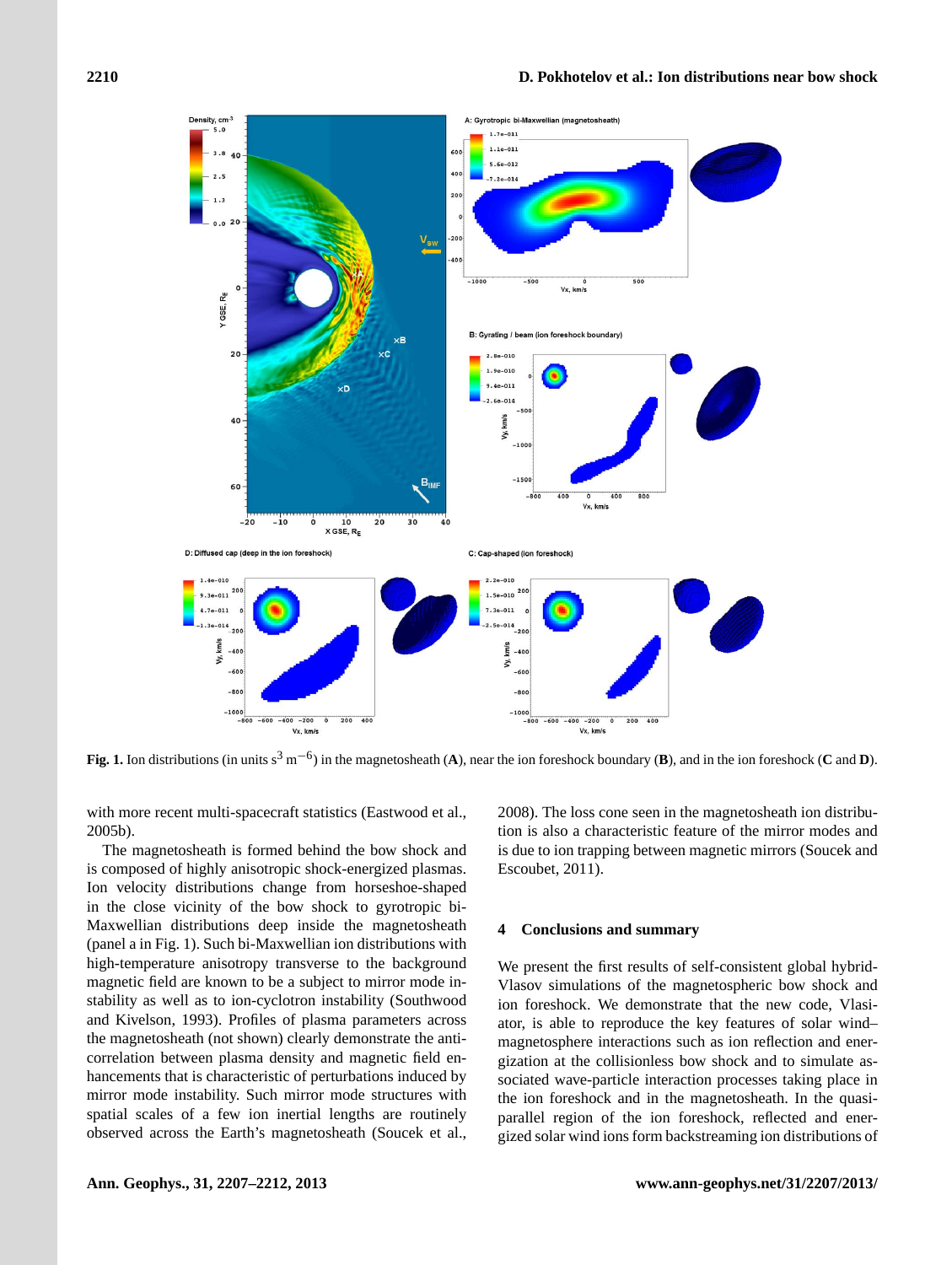**Fig. 1.** Ion distributions (in units $s^3\ m^{-6}$) in the magnetosheath (**A**), near the ion foreshock boundary (**B**), and in the ion foreshock (**C** and **D**).

with more recent multi-spacecraft statistics (Eastwood et al., 2005b).

The magnetosheath is formed behind the bow shock and is composed of highly anisotropic shock-energized plasmas. Ion velocity distributions change from horseshoe-shaped in the close vicinity of the bow shock to gyrotropic bi-Maxwellian distributions deep inside the magnetosheath (panel a in Fig. 1). Such bi-Maxwellian ion distributions with high-temperature anisotropy transverse to the background magnetic field are known to be a subject to mirror mode instability as well as to ion-cyclotron instability (Southwood and Kivelson, 1993). Profiles of plasma parameters across the magnetosheath (not shown) clearly demonstrate the anti-correlation between plasma density and magnetic field enhancements that is characteristic of perturbations induced by mirror mode instability. Such mirror mode structures with spatial scales of a few ion inertial lengths are routinely observed across the Earth's magnetosheath (Soucek et al., 2008). The loss cone seen in the magnetosheath ion distribution is also a characteristic feature of the mirror modes and is due to ion trapping between magnetic mirrors (Soucek and Escoubet, 2011).

## 4 Conclusions and summary

We present the first results of self-consistent global hybrid-Vlasov simulations of the magnetospheric bow shock and ion foreshock. We demonstrate that the new code, Vlasiator, is able to reproduce the key features of solar wind–magnetosphere interactions such as ion reflection and energization at the collisionless bow shock and to simulate associated wave-particle interaction processes taking place in the ion foreshock and in the magnetosheath. In the quasi-parallel region of the ion foreshock, reflected and energized solar wind ions form backstreaming ion distributions of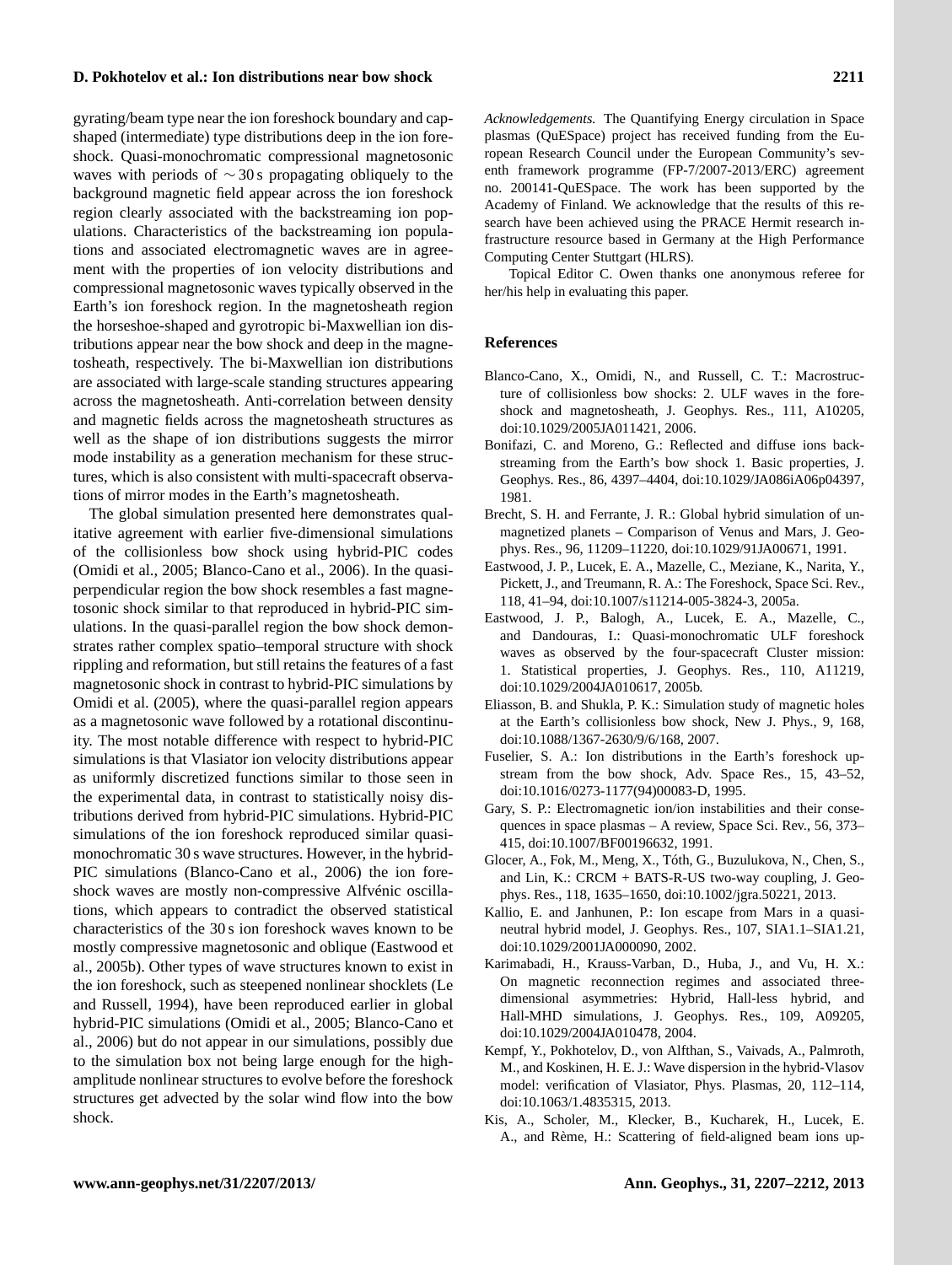gyrating/beam type near the ion foreshock boundary and cap-shaped (intermediate) type distributions deep in the ion foreshock. Quasi-monochromatic compressional magnetosonic waves with periods of $\sim 30$ s propagating obliquely to the background magnetic field appear across the ion foreshock region clearly associated with the backstreaming ion populations. Characteristics of the backstreaming ion populations and associated electromagnetic waves are in agreement with the properties of ion velocity distributions and compressional magnetosonic waves typically observed in the Earth's ion foreshock region. In the magnetosheath region the horseshoe-shaped and gyrotropic bi-Maxwellian ion distributions appear near the bow shock and deep in the magnetosheath, respectively. The bi-Maxwellian ion distributions are associated with large-scale standing structures appearing across the magnetosheath. Anti-correlation between density and magnetic fields across the magnetosheath structures as well as the shape of ion distributions suggests the mirror mode instability as a generation mechanism for these structures, which is also consistent with multi-spacecraft observations of mirror modes in the Earth's magnetosheath.

The global simulation presented here demonstrates qualitative agreement with earlier five-dimensional simulations of the collisionless bow shock using hybrid-PIC codes (Omidi et al., 2005; Blanco-Cano et al., 2006). In the quasi-perpendicular region the bow shock resembles a fast magnetosonic shock similar to that reproduced in hybrid-PIC simulations. In the quasi-parallel region the bow shock demonstrates rather complex spatio–temporal structure with shock rippling and reformation, but still retains the features of a fast magnetosonic shock in contrast to hybrid-PIC simulations by Omidi et al. (2005), where the quasi-parallel region appears as a magnetosonic wave followed by a rotational discontinuity. The most notable difference with respect to hybrid-PIC simulations is that Vlasiator ion velocity distributions appear as uniformly discretized functions similar to those seen in the experimental data, in contrast to statistically noisy distributions derived from hybrid-PIC simulations. Hybrid-PIC simulations of the ion foreshock reproduced similar quasi-monochromatic 30 s wave structures. However, in the hybrid-PIC simulations (Blanco-Cano et al., 2006) the ion foreshock waves are mostly non-compressive Alfvénic oscillations, which appears to contradict the observed statistical characteristics of the 30 s ion foreshock waves known to be mostly compressive magnetosonic and oblique (Eastwood et al., 2005b). Other types of wave structures known to exist in the ion foreshock, such as steepened nonlinear shocklets (Le and Russell, 1994), have been reproduced earlier in global hybrid-PIC simulations (Omidi et al., 2005; Blanco-Cano et al., 2006) but do not appear in our simulations, possibly due to the simulation box not being large enough for the high-amplitude nonlinear structures to evolve before the foreshock structures get advected by the solar wind flow into the bow shock.

*Acknowledgements.* The Quantifying Energy circulation in Space plasmas (QuESpace) project has received funding from the European Research Council under the European Community's seventh framework programme (FP-7/2007-2013/ERC) agreement no. 200141-QuESpace. The work has been supported by the Academy of Finland. We acknowledge that the results of this research have been achieved using the PRACE Hermit research infrastructure resource based in Germany at the High Performance Computing Center Stuttgart (HLRS).

Topical Editor C. Owen thanks one anonymous referee for her/his help in evaluating this paper.

## References

Blanco-Cano, X., Omidi, N., and Russell, C. T.: Macrostructure of collisionless bow shocks: 2. ULF waves in the foreshock and magnetosheath, J. Geophys. Res., 111, A10205, doi:10.1029/2005JA011421, 2006.

Bonifazi, C. and Moreno, G.: Reflected and diffuse ions backstreaming from the Earth's bow shock 1. Basic properties, J. Geophys. Res., 86, 4397–4404, doi:10.1029/JA086iA06p04397, 1981.

Brecht, S. H. and Ferrante, J. R.: Global hybrid simulation of unmagnetized planets – Comparison of Venus and Mars, J. Geophys. Res., 96, 11209–11220, doi:10.1029/91JA00671, 1991.

Eastwood, J. P., Lucek, E. A., Mazelle, C., Meziane, K., Narita, Y., Pickett, J., and Treumann, R. A.: The Foreshock, Space Sci. Rev., 118, 41–94, doi:10.1007/s11214-005-3824-3, 2005a.

Eastwood, J. P., Balogh, A., Lucek, E. A., Mazelle, C., and Dandouras, I.: Quasi-monochromatic ULF foreshock waves as observed by the four-spacecraft Cluster mission: 1. Statistical properties, J. Geophys. Res., 110, A11219, doi:10.1029/2004JA010617, 2005b.

Eliasson, B. and Shukla, P. K.: Simulation study of magnetic holes at the Earth's collisionless bow shock, New J. Phys., 9, 168, doi:10.1088/1367-2630/9/6/168, 2007.

Fuselier, S. A.: Ion distributions in the Earth's foreshock upstream from the bow shock, Adv. Space Res., 15, 43–52, doi:10.1016/0273-1177(94)00083-D, 1995.

Gary, S. P.: Electromagnetic ion/ion instabilities and their consequences in space plasmas – A review, Space Sci. Rev., 56, 373–415, doi:10.1007/BF00196632, 1991.

Glocer, A., Fok, M., Meng, X., Tóth, G., Buzulukova, N., Chen, S., and Lin, K.: CRCM + BATS-R-US two-way coupling, J. Geophys. Res., 118, 1635–1650, doi:10.1002/jgra.50221, 2013.

Kallio, E. and Janhunen, P.: Ion escape from Mars in a quasi-neutral hybrid model, J. Geophys. Res., 107, SIA1.1–SIA1.21, doi:10.1029/2001JA000090, 2002.

Karimabadi, H., Krauss-Varban, D., Huba, J., and Vu, H. X.: On magnetic reconnection regimes and associated three-dimensional asymmetries: Hybrid, Hall-less hybrid, and Hall-MHD simulations, J. Geophys. Res., 109, A09205, doi:10.1029/2004JA010478, 2004.

Kempf, Y., Pokhotelov, D., von Alfthan, S., Vaivads, A., Palmroth, M., and Koskinen, H. E. J.: Wave dispersion in the hybrid-Vlasov model: verification of Vlasiator, Phys. Plasmas, 20, 112–114, doi:10.1063/1.4835315, 2013.

Kis, A., Scholer, M., Klecker, B., Kucharek, H., Lucek, E. A., and Rème, H.: Scattering of field-aligned beam ions up-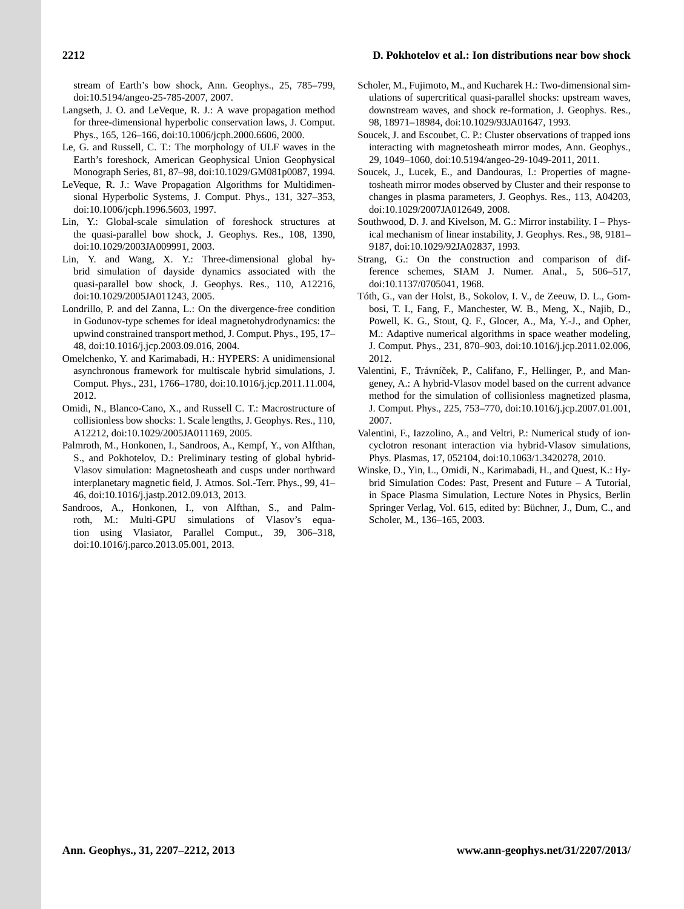stream of Earth's bow shock, Ann. Geophys., 25, 785–799, doi:10.5194/angeo-25-785-2007, 2007.

Langseth, J. O. and LeVeque, R. J.: A wave propagation method for three-dimensional hyperbolic conservation laws, J. Comput. Phys., 165, 126–166, doi:10.1006/jcph.2000.6606, 2000.

Le, G. and Russell, C. T.: The morphology of ULF waves in the Earth's foreshock, American Geophysical Union Geophysical Monograph Series, 81, 87–98, doi:10.1029/GM081p0087, 1994.

LeVeque, R. J.: Wave Propagation Algorithms for Multidimensional Hyperbolic Systems, J. Comput. Phys., 131, 327–353, doi:10.1006/jcph.1996.5603, 1997.

Lin, Y.: Global-scale simulation of foreshock structures at the quasi-parallel bow shock, J. Geophys. Res., 108, 1390, doi:10.1029/2003JA009991, 2003.

Lin, Y. and Wang, X. Y.: Three-dimensional global hybrid simulation of dayside dynamics associated with the quasi-parallel bow shock, J. Geophys. Res., 110, A12216, doi:10.1029/2005JA011243, 2005.

Londrillo, P. and del Zanna, L.: On the divergence-free condition in Godunov-type schemes for ideal magnetohydrodynamics: the upwind constrained transport method, J. Comput. Phys., 195, 17–48, doi:10.1016/j.jcp.2003.09.016, 2004.

Omelchenko, Y. and Karimabadi, H.: HYPERS: A unidimensional asynchronous framework for multiscale hybrid simulations, J. Comput. Phys., 231, 1766–1780, doi:10.1016/j.jcp.2011.11.004, 2012.

Omidi, N., Blanco-Cano, X., and Russell C. T.: Macrostructure of collisionless bow shocks: 1. Scale lengths, J. Geophys. Res., 110, A12212, doi:10.1029/2005JA011169, 2005.

Palmroth, M., Honkonen, I., Sandroos, A., Kempf, Y., von Alfthan, S., and Pokhotelov, D.: Preliminary testing of global hybrid-Vlasov simulation: Magnetosheath and cusps under northward interplanetary magnetic field, J. Atmos. Sol.-Terr. Phys., 99, 41–46, doi:10.1016/j.jastp.2012.09.013, 2013.

Sandroos, A., Honkonen, I., von Alfthan, S., and Palmroth, M.: Multi-GPU simulations of Vlasov's equation using Vlasiator, Parallel Comput., 39, 306–318, doi:10.1016/j.parco.2013.05.001, 2013.

Scholer, M., Fujimoto, M., and Kucharek H.: Two-dimensional simulations of supercritical quasi-parallel shocks: upstream waves, downstream waves, and shock re-formation, J. Geophys. Res., 98, 18971–18984, doi:10.1029/93JA01647, 1993.

Soucek, J. and Escoubet, C. P.: Cluster observations of trapped ions interacting with magnetosheath mirror modes, Ann. Geophys., 29, 1049–1060, doi:10.5194/angeo-29-1049-2011, 2011.

Soucek, J., Lucek, E., and Dandouras, I.: Properties of magnetosheath mirror modes observed by Cluster and their response to changes in plasma parameters, J. Geophys. Res., 113, A04203, doi:10.1029/2007JA012649, 2008.

Southwood, D. J. and Kivelson, M. G.: Mirror instability. I – Physical mechanism of linear instability, J. Geophys. Res., 98, 9181–9187, doi:10.1029/92JA02837, 1993.

Strang, G.: On the construction and comparison of difference schemes, SIAM J. Numer. Anal., 5, 506–517, doi:10.1137/0705041, 1968.

Tóth, G., van der Holst, B., Sokolov, I. V., de Zeeuw, D. L., Gombosi, T. I., Fang, F., Manchester, W. B., Meng, X., Najib, D., Powell, K. G., Stout, Q. F., Glocer, A., Ma, Y.-J., and Opher, M.: Adaptive numerical algorithms in space weather modeling, J. Comput. Phys., 231, 870–903, doi:10.1016/j.jcp.2011.02.006, 2012.

Valentini, F., Trávníček, P., Califano, F., Hellinger, P., and Mangeney, A.: A hybrid-Vlasov model based on the current advance method for the simulation of collisionless magnetized plasma, J. Comput. Phys., 225, 753–770, doi:10.1016/j.jcp.2007.01.001, 2007.

Valentini, F., Iazzolino, A., and Veltri, P.: Numerical study of ion-cyclotron resonant interaction via hybrid-Vlasov simulations, Phys. Plasmas, 17, 052104, doi:10.1063/1.3420278, 2010.

Winske, D., Yin, L., Omidi, N., Karimabadi, H., and Quest, K.: Hybrid Simulation Codes: Past, Present and Future – A Tutorial, in Space Plasma Simulation, Lecture Notes in Physics, Berlin Springer Verlag, Vol. 615, edited by: Büchner, J., Dum, C., and Scholer, M., 136–165, 2003.